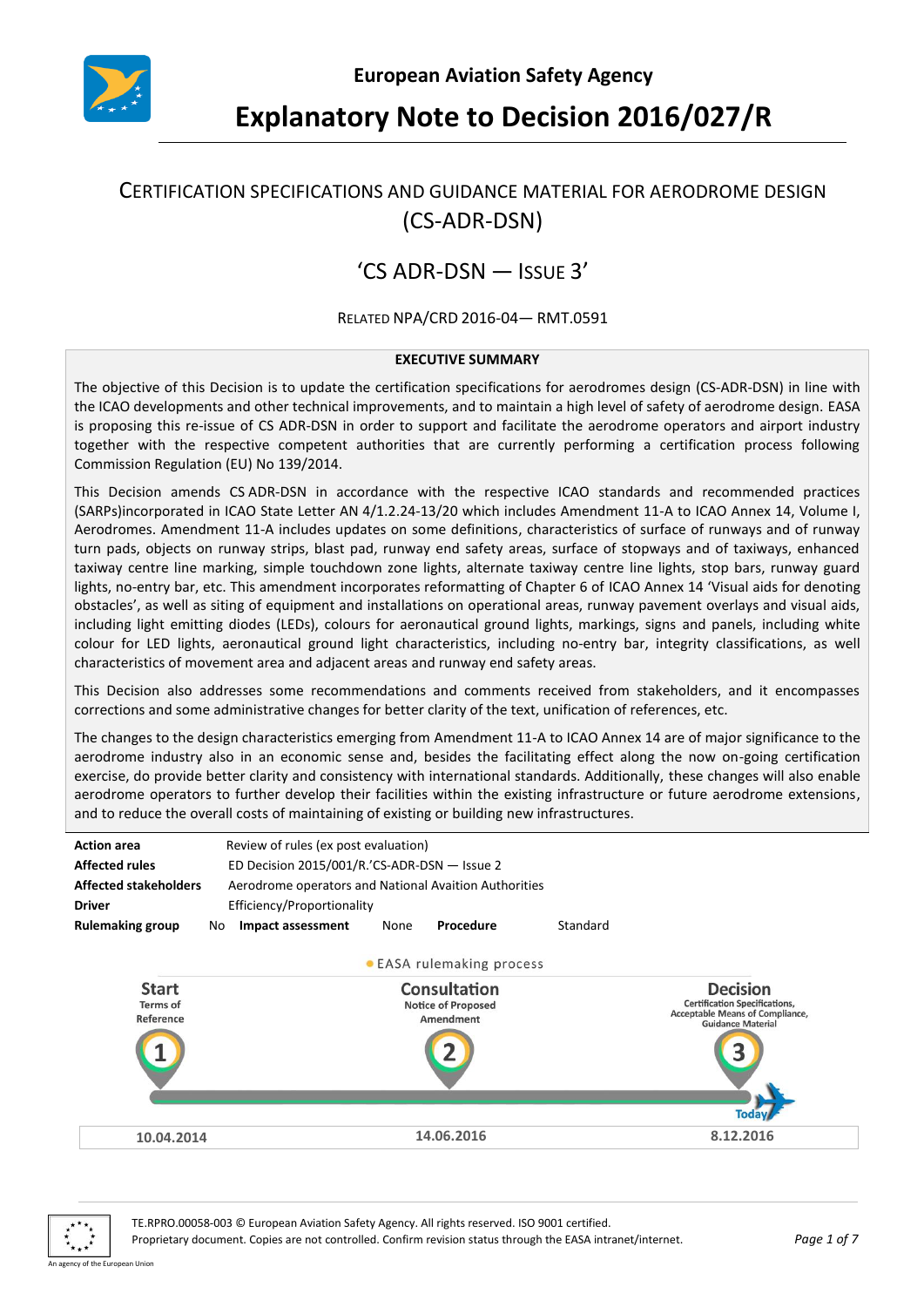# European Aviation Safety Agency

# Explanatory Note to Decision 2016/027/R

## CERTIFICATION SPECIFICATIONS AND GUIDANCE MATERIAL FOR AERODROME DESIGN (CS-ADR-DSN)

## 'CS ADR-DSN — ISSUE 3'

RELATED NPA/CRD 2016-04— RMT.0591

**EXECUTIVE SUMMARY**

The objective of this Decision is to update the certification specifications for aerodromes design (CS-ADR-DSN) in line with the ICAO developments and other technical improvements, and to maintain a high level of safety of aerodrome design. EASA is proposing this re-issue of CS ADR-DSN in order to support and facilitate the aerodrome operators and airport industry together with the respective competent authorities that are currently performing a certification process following Commission Regulation (EU) No 139/2014.

This Decision amends CS ADR-DSN in accordance with the respective ICAO standards and recommended practices (SARPs)incorporated in ICAO State Letter AN 4/1.2.24-13/20 which includes Amendment 11-A to ICAO Annex 14, Volume I, Aerodromes. Amendment 11-A includes updates on some definitions, characteristics of surface of runways and of runway turn pads, objects on runway strips, blast pad, runway end safety areas, surface of stopways and of taxiways, enhanced taxiway centre line marking, simple touchdown zone lights, alternate taxiway centre line lights, stop bars, runway guard lights, no-entry bar, etc. This amendment incorporates reformatting of Chapter 6 of ICAO Annex 14 'Visual aids for denoting obstacles', as well as siting of equipment and installations on operational areas, runway pavement overlays and visual aids, including light emitting diodes (LEDs), colours for aeronautical ground lights, markings, signs and panels, including white colour for LED lights, aeronautical ground light characteristics, including no-entry bar, integrity classifications, as well characteristics of movement area and adjacent areas and runway end safety areas.

This Decision also addresses some recommendations and comments received from stakeholders, and it encompasses corrections and some administrative changes for better clarity of the text, unification of references, etc.

The changes to the design characteristics emerging from Amendment 11-A to ICAO Annex 14 are of major significance to the aerodrome industry also in an economic sense and, besides the facilitating effect along the now on-going certification exercise, do provide better clarity and consistency with international standards. Additionally, these changes will also enable aerodrome operators to further develop their facilities within the existing infrastructure or future aerodrome extensions, and to reduce the overall costs of maintaining of existing or building new infrastructures.

| | | | | | |
|---|---|---|---|---|---|
| **Action area** | Review of rules (ex post evaluation) | | | | |
| **Affected rules** | ED Decision 2015/001/R.'CS-ADR-DSN — Issue 2 | | | | |
| **Affected stakeholders** | Aerodrome operators and National Avaition Authorities | | | | |
| **Driver** | Efficiency/Proportionality | | | | |
| **Rulemaking group** | No | **Impact assessment** | None | **Procedure** | Standard |

EASA rulemaking process

| Start | Consultation | Decision |
|---|---|---|
| Terms of Reference | Notice of Proposed Amendment | Certification Specifications, Acceptable Means of Compliance, Guidance Material |
| 1 | 2 | 3 |
| | | Today |
| 10.04.2014 | 14.06.2016 | 8.12.2016 |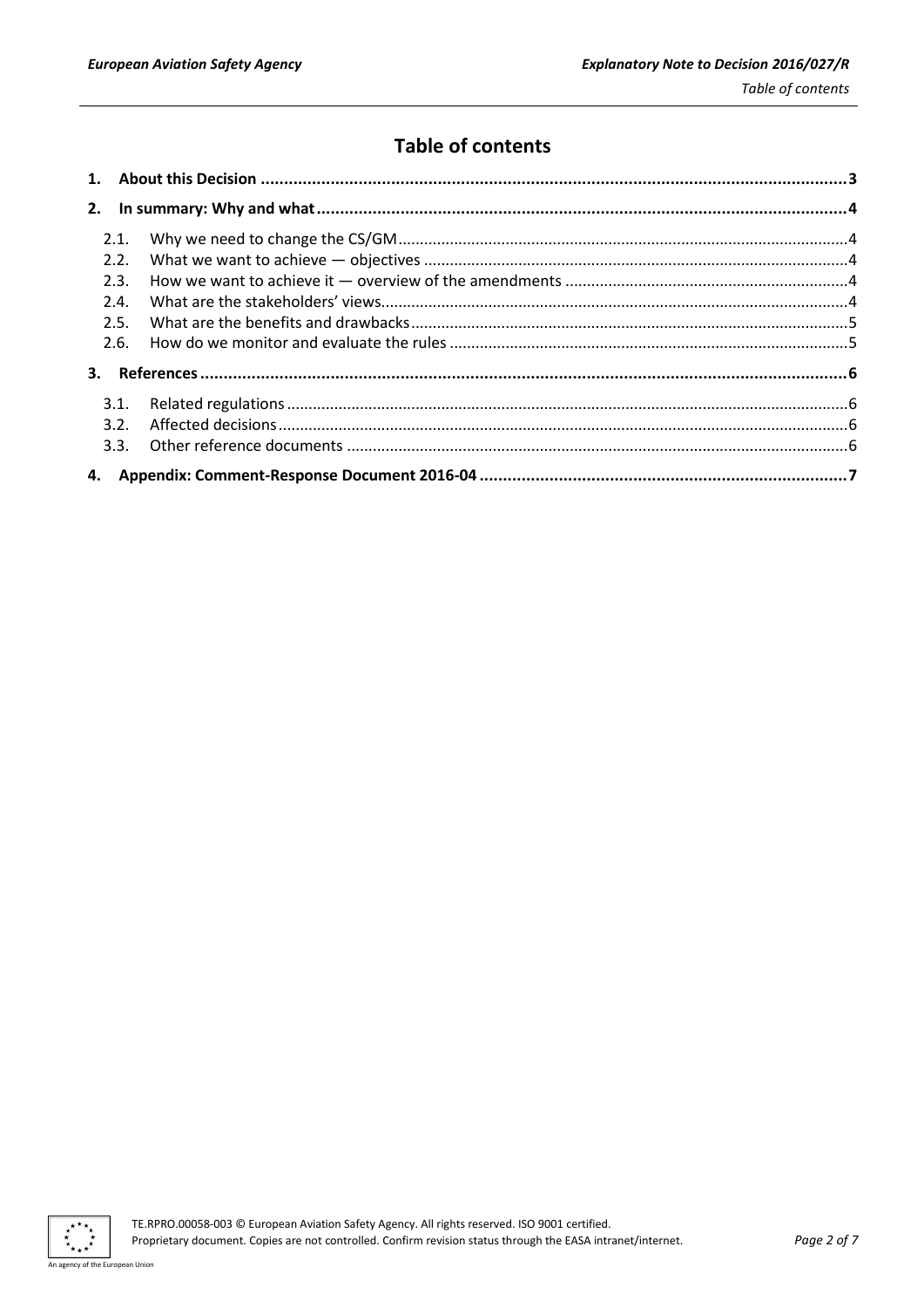# Table of contents

**1. About this Decision .......... 3**

**2. In summary: Why and what .......... 4**

- 2.1. Why we need to change the CS/GM .......... 4
- 2.2. What we want to achieve — objectives .......... 4
- 2.3. How we want to achieve it — overview of the amendments .......... 4
- 2.4. What are the stakeholders' views .......... 4
- 2.5. What are the benefits and drawbacks .......... 5
- 2.6. How do we monitor and evaluate the rules .......... 5

**3. References .......... 6**

- 3.1. Related regulations .......... 6
- 3.2. Affected decisions .......... 6
- 3.3. Other reference documents .......... 6

**4. Appendix: Comment-Response Document 2016-04 .......... 7**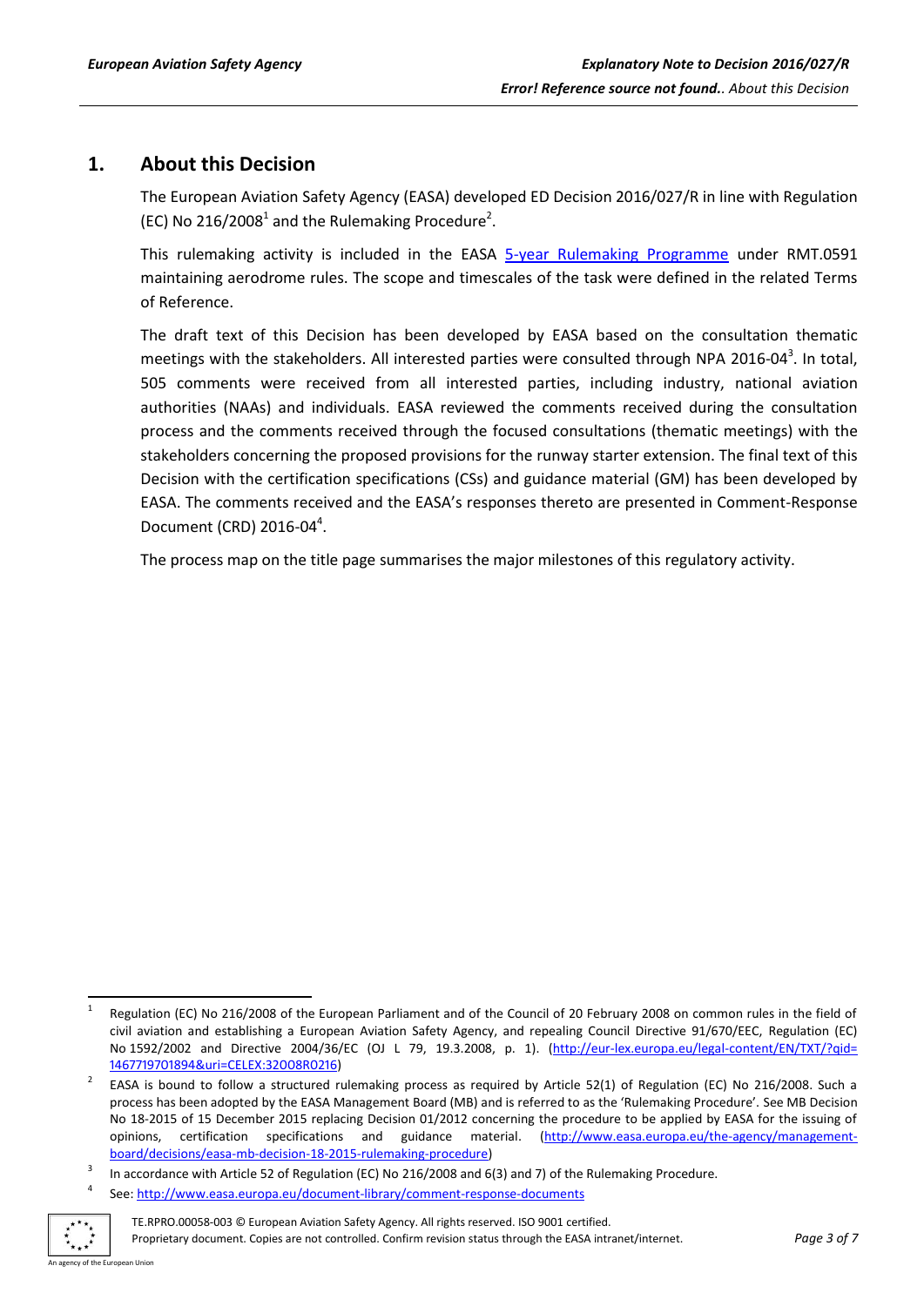## 1. About this Decision

The European Aviation Safety Agency (EASA) developed ED Decision 2016/027/R in line with Regulation (EC) No 216/2008[1] and the Rulemaking Procedure[2].

This rulemaking activity is included in the EASA [5-year Rulemaking Programme](#) under RMT.0591 maintaining aerodrome rules. The scope and timescales of the task were defined in the related Terms of Reference.

The draft text of this Decision has been developed by EASA based on the consultation thematic meetings with the stakeholders. All interested parties were consulted through NPA 2016-04[3]. In total, 505 comments were received from all interested parties, including industry, national aviation authorities (NAAs) and individuals. EASA reviewed the comments received during the consultation process and the comments received through the focused consultations (thematic meetings) with the stakeholders concerning the proposed provisions for the runway starter extension. The final text of this Decision with the certification specifications (CSs) and guidance material (GM) has been developed by EASA. The comments received and the EASA's responses thereto are presented in Comment-Response Document (CRD) 2016-04[4].

The process map on the title page summarises the major milestones of this regulatory activity.

---

[1] Regulation (EC) No 216/2008 of the European Parliament and of the Council of 20 February 2008 on common rules in the field of civil aviation and establishing a European Aviation Safety Agency, and repealing Council Directive 91/670/EEC, Regulation (EC) No 1592/2002 and Directive 2004/36/EC (OJ L 79, 19.3.2008, p. 1). (http://eur-lex.europa.eu/legal-content/EN/TXT/?qid=1467719701894&uri=CELEX:32008R0216)

[2] EASA is bound to follow a structured rulemaking process as required by Article 52(1) of Regulation (EC) No 216/2008. Such a process has been adopted by the EASA Management Board (MB) and is referred to as the 'Rulemaking Procedure'. See MB Decision No 18-2015 of 15 December 2015 replacing Decision 01/2012 concerning the procedure to be applied by EASA for the issuing of opinions, certification specifications and guidance material. (http://www.easa.europa.eu/the-agency/management-board/decisions/easa-mb-decision-18-2015-rulemaking-procedure)

[3] In accordance with Article 52 of Regulation (EC) No 216/2008 and 6(3) and 7) of the Rulemaking Procedure.

[4] See: http://www.easa.europa.eu/document-library/comment-response-documents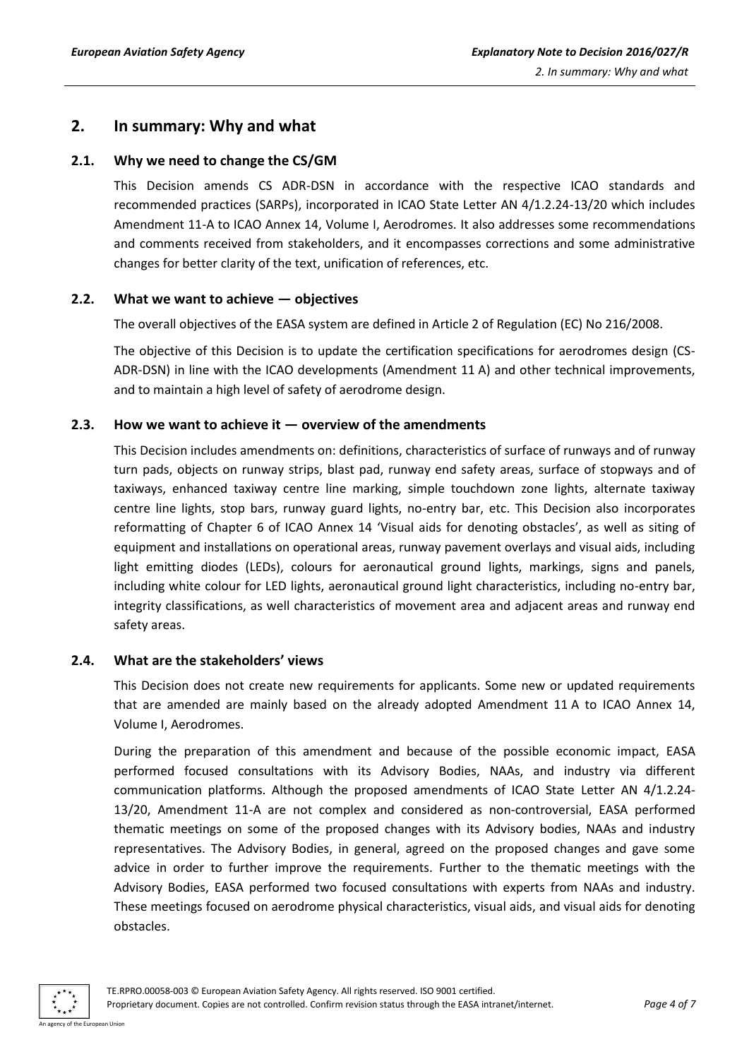## 2. In summary: Why and what

### 2.1. Why we need to change the CS/GM

This Decision amends CS ADR-DSN in accordance with the respective ICAO standards and recommended practices (SARPs), incorporated in ICAO State Letter AN 4/1.2.24-13/20 which includes Amendment 11-A to ICAO Annex 14, Volume I, Aerodromes. It also addresses some recommendations and comments received from stakeholders, and it encompasses corrections and some administrative changes for better clarity of the text, unification of references, etc.

### 2.2. What we want to achieve — objectives

The overall objectives of the EASA system are defined in Article 2 of Regulation (EC) No 216/2008.

The objective of this Decision is to update the certification specifications for aerodromes design (CS-ADR-DSN) in line with the ICAO developments (Amendment 11 A) and other technical improvements, and to maintain a high level of safety of aerodrome design.

### 2.3. How we want to achieve it — overview of the amendments

This Decision includes amendments on: definitions, characteristics of surface of runways and of runway turn pads, objects on runway strips, blast pad, runway end safety areas, surface of stopways and of taxiways, enhanced taxiway centre line marking, simple touchdown zone lights, alternate taxiway centre line lights, stop bars, runway guard lights, no-entry bar, etc. This Decision also incorporates reformatting of Chapter 6 of ICAO Annex 14 'Visual aids for denoting obstacles', as well as siting of equipment and installations on operational areas, runway pavement overlays and visual aids, including light emitting diodes (LEDs), colours for aeronautical ground lights, markings, signs and panels, including white colour for LED lights, aeronautical ground light characteristics, including no-entry bar, integrity classifications, as well characteristics of movement area and adjacent areas and runway end safety areas.

### 2.4. What are the stakeholders' views

This Decision does not create new requirements for applicants. Some new or updated requirements that are amended are mainly based on the already adopted Amendment 11 A to ICAO Annex 14, Volume I, Aerodromes.

During the preparation of this amendment and because of the possible economic impact, EASA performed focused consultations with its Advisory Bodies, NAAs, and industry via different communication platforms. Although the proposed amendments of ICAO State Letter AN 4/1.2.24-13/20, Amendment 11-A are not complex and considered as non-controversial, EASA performed thematic meetings on some of the proposed changes with its Advisory bodies, NAAs and industry representatives. The Advisory Bodies, in general, agreed on the proposed changes and gave some advice in order to further improve the requirements. Further to the thematic meetings with the Advisory Bodies, EASA performed two focused consultations with experts from NAAs and industry. These meetings focused on aerodrome physical characteristics, visual aids, and visual aids for denoting obstacles.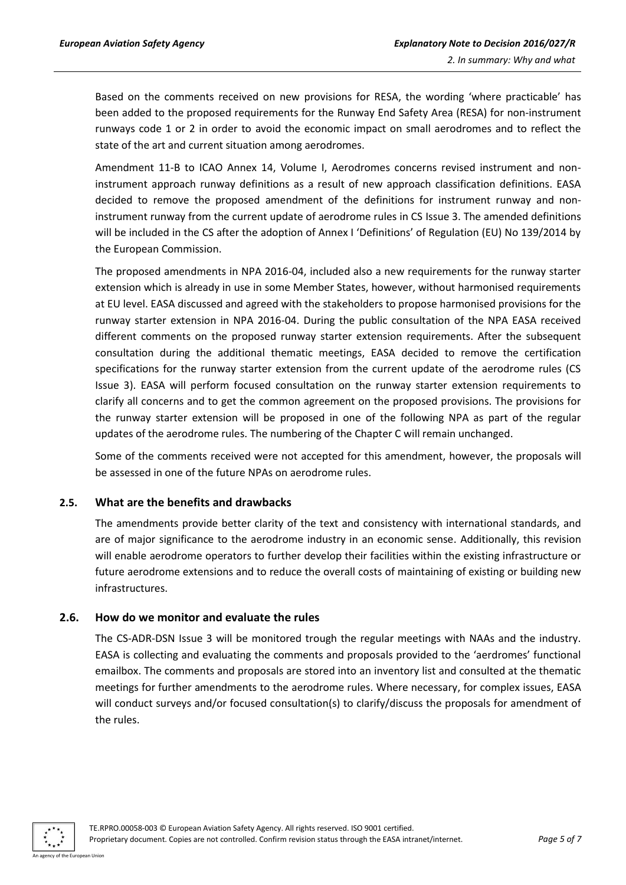Based on the comments received on new provisions for RESA, the wording 'where practicable' has been added to the proposed requirements for the Runway End Safety Area (RESA) for non-instrument runways code 1 or 2 in order to avoid the economic impact on small aerodromes and to reflect the state of the art and current situation among aerodromes.

Amendment 11-B to ICAO Annex 14, Volume I, Aerodromes concerns revised instrument and non-instrument approach runway definitions as a result of new approach classification definitions. EASA decided to remove the proposed amendment of the definitions for instrument runway and non-instrument runway from the current update of aerodrome rules in CS Issue 3. The amended definitions will be included in the CS after the adoption of Annex I 'Definitions' of Regulation (EU) No 139/2014 by the European Commission.

The proposed amendments in NPA 2016-04, included also a new requirements for the runway starter extension which is already in use in some Member States, however, without harmonised requirements at EU level. EASA discussed and agreed with the stakeholders to propose harmonised provisions for the runway starter extension in NPA 2016-04. During the public consultation of the NPA EASA received different comments on the proposed runway starter extension requirements. After the subsequent consultation during the additional thematic meetings, EASA decided to remove the certification specifications for the runway starter extension from the current update of the aerodrome rules (CS Issue 3). EASA will perform focused consultation on the runway starter extension requirements to clarify all concerns and to get the common agreement on the proposed provisions. The provisions for the runway starter extension will be proposed in one of the following NPA as part of the regular updates of the aerodrome rules. The numbering of the Chapter C will remain unchanged.

Some of the comments received were not accepted for this amendment, however, the proposals will be assessed in one of the future NPAs on aerodrome rules.

## 2.5. What are the benefits and drawbacks

The amendments provide better clarity of the text and consistency with international standards, and are of major significance to the aerodrome industry in an economic sense. Additionally, this revision will enable aerodrome operators to further develop their facilities within the existing infrastructure or future aerodrome extensions and to reduce the overall costs of maintaining of existing or building new infrastructures.

## 2.6. How do we monitor and evaluate the rules

The CS-ADR-DSN Issue 3 will be monitored trough the regular meetings with NAAs and the industry. EASA is collecting and evaluating the comments and proposals provided to the 'aerdromes' functional emailbox. The comments and proposals are stored into an inventory list and consulted at the thematic meetings for further amendments to the aerodrome rules. Where necessary, for complex issues, EASA will conduct surveys and/or focused consultation(s) to clarify/discuss the proposals for amendment of the rules.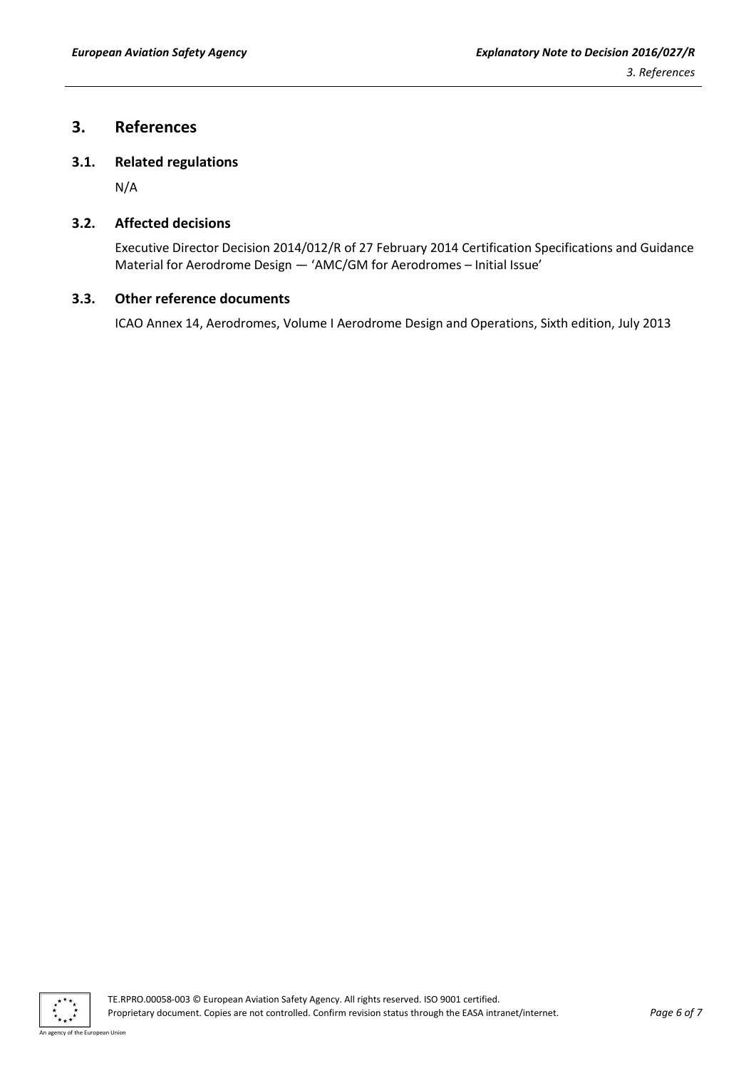# 3. References

## 3.1. Related regulations

N/A

## 3.2. Affected decisions

Executive Director Decision 2014/012/R of 27 February 2014 Certification Specifications and Guidance Material for Aerodrome Design — 'AMC/GM for Aerodromes – Initial Issue'

## 3.3. Other reference documents

ICAO Annex 14, Aerodromes, Volume I Aerodrome Design and Operations, Sixth edition, July 2013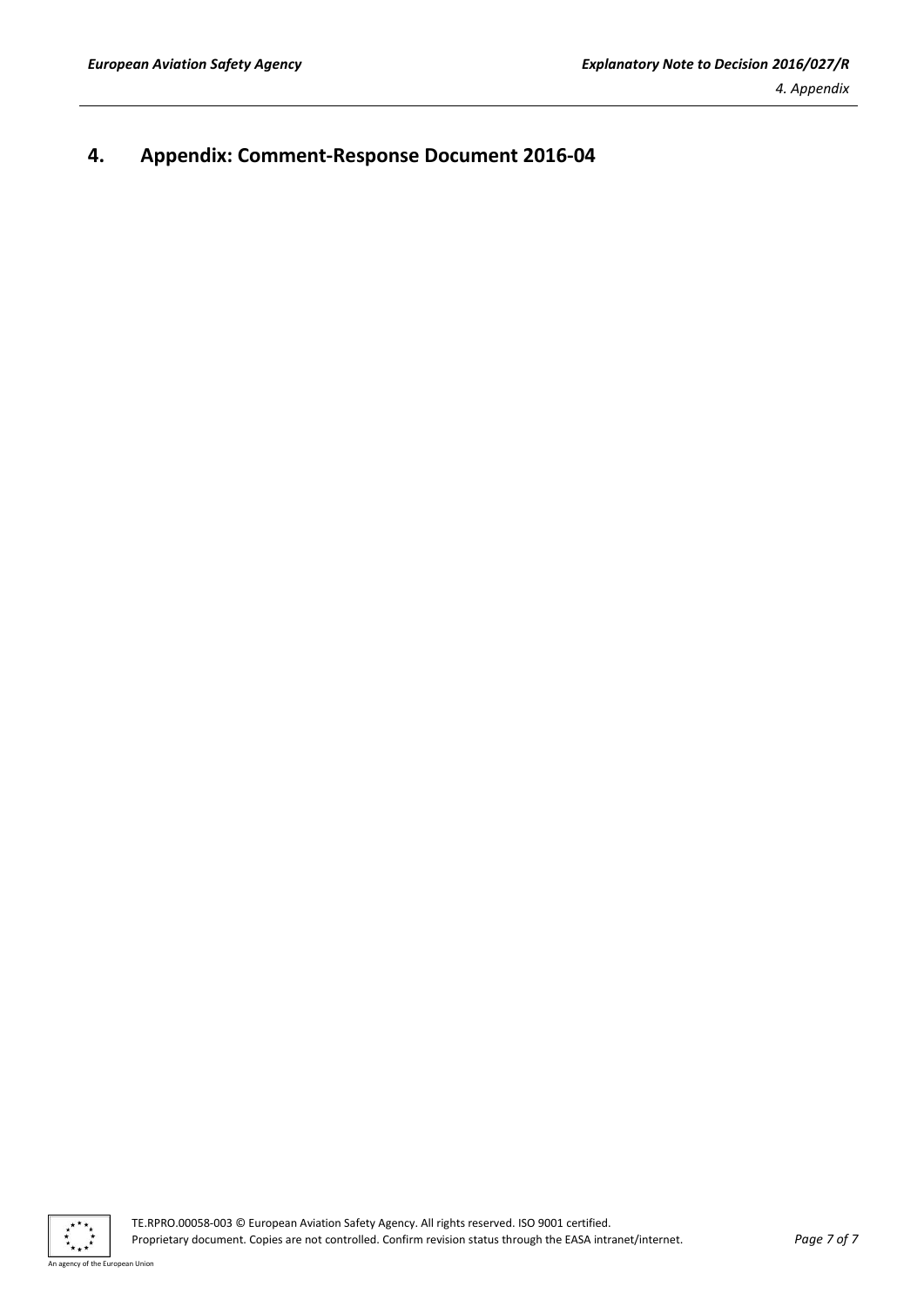# 4. Appendix: Comment-Response Document 2016-04